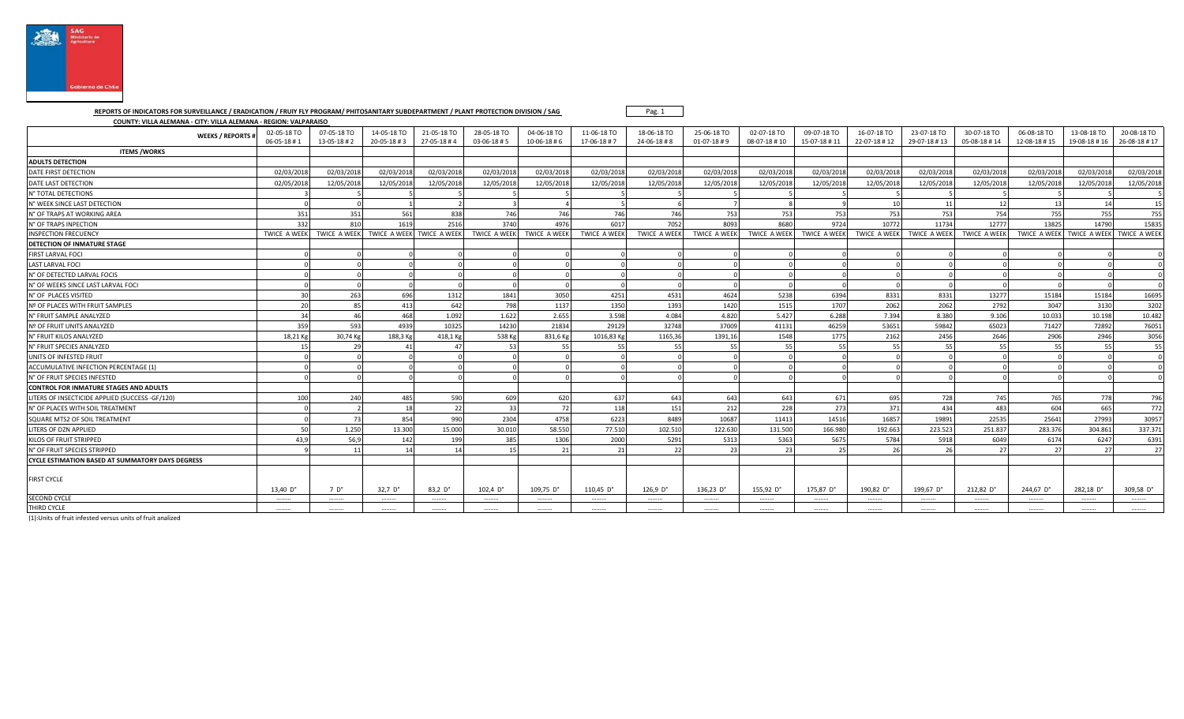**REPORTS OF INDICATORS FOR SURVEILLANCE / ERADICATION / FRUIY FLY PROGRAM/ PHITOSANITARY SUBDEPARTMENT / PLANT PROTECTION DIVISION / SAG**

**COUNTY: VILLA ALEMANA - CITY: VILLA ALEMANA - REGION: VALPARAISO**

| WEEKS / REPORTS # | 02-05-18 TO 06-05-18 # 1 | 07-05-18 TO 13-05-18 # 2 | 14-05-18 TO 20-05-18 # 3 | 21-05-18 TO 27-05-18 # 4 | 28-05-18 TO 03-06-18 # 5 | 04-06-18 TO 10-06-18 # 6 | 11-06-18 TO 17-06-18 # 7 | 18-06-18 TO 24-06-18 # 8 | 25-06-18 TO 01-07-18 # 9 | 02-07-18 TO 08-07-18 # 10 | 09-07-18 TO 15-07-18 # 11 | 16-07-18 TO 22-07-18 # 12 | 23-07-18 TO 29-07-18 # 13 | 30-07-18 TO 05-08-18 # 14 | 06-08-18 TO 12-08-18 # 15 | 13-08-18 TO 19-08-18 # 16 | 20-08-18 TO 26-08-18 # 17 |
|---|---|---|---|---|---|---|---|---|---|---|---|---|---|---|---|---|---|
| **ITEMS /WORKS** | | | | | | | | | | | | | | | | | |
| **ADULTS DETECTION** | | | | | | | | | | | | | | | | | |
| DATE FIRST DETECTION | 02/03/2018 | 02/03/2018 | 02/03/2018 | 02/03/2018 | 02/03/2018 | 02/03/2018 | 02/03/2018 | 02/03/2018 | 02/03/2018 | 02/03/2018 | 02/03/2018 | 02/03/2018 | 02/03/2018 | 02/03/2018 | 02/03/2018 | 02/03/2018 | 02/03/2018 |
| DATE LAST DETECTION | 02/05/2018 | 12/05/2018 | 12/05/2018 | 12/05/2018 | 12/05/2018 | 12/05/2018 | 12/05/2018 | 12/05/2018 | 12/05/2018 | 12/05/2018 | 12/05/2018 | 12/05/2018 | 12/05/2018 | 12/05/2018 | 12/05/2018 | 12/05/2018 | 12/05/2018 |
| N° TOTAL DETECTIONS | 3 | 5 | 5 | 5 | 5 | 5 | 5 | 5 | 5 | 5 | 5 | 5 | 5 | 5 | 5 | 5 | 5 |
| N° WEEK SINCE LAST DETECTION | 0 | 0 | 1 | 2 | 3 | 4 | 5 | 6 | 7 | 8 | 9 | 10 | 11 | 12 | 13 | 14 | 15 |
| N° OF TRAPS AT WORKING AREA | 351 | 351 | 561 | 838 | 746 | 746 | 746 | 746 | 753 | 753 | 753 | 753 | 753 | 754 | 755 | 755 | 755 |
| N° OF TRAPS INPECTION | 332 | 810 | 1619 | 2516 | 3740 | 4976 | 6017 | 7052 | 8093 | 8680 | 9724 | 10772 | 11734 | 12777 | 13825 | 14790 | 15835 |
| INSPECTION FRECUENCY | TWICE A WEEK | TWICE A WEEK | TWICE A WEEK | TWICE A WEEK | TWICE A WEEK | TWICE A WEEK | TWICE A WEEK | TWICE A WEEK | TWICE A WEEK | TWICE A WEEK | TWICE A WEEK | TWICE A WEEK | TWICE A WEEK | TWICE A WEEK | TWICE A WEEK | TWICE A WEEK | TWICE A WEEK |
| **DETECTION OF INMATURE STAGE** | | | | | | | | | | | | | | | | | |
| FIRST LARVAL FOCI | 0 | 0 | 0 | 0 | 0 | 0 | 0 | 0 | 0 | 0 | 0 | 0 | 0 | 0 | 0 | 0 | 0 |
| LAST LARVAL FOCI | 0 | 0 | 0 | 0 | 0 | 0 | 0 | 0 | 0 | 0 | 0 | 0 | 0 | 0 | 0 | 0 | 0 |
| N° OF DETECTED LARVAL FOCIS | 0 | 0 | 0 | 0 | 0 | 0 | 0 | 0 | 0 | 0 | 0 | 0 | 0 | 0 | 0 | 0 | 0 |
| N° OF WEEKS SINCE LAST LARVAL FOCI | 0 | 0 | 0 | 0 | 0 | 0 | 0 | 0 | 0 | 0 | 0 | 0 | 0 | 0 | 0 | 0 | 0 |
| N° OF PLACES VISITED | 30 | 263 | 696 | 1312 | 1841 | 3050 | 4251 | 4531 | 4624 | 5238 | 6394 | 8331 | 8331 | 13277 | 15184 | 15184 | 16695 |
| Nº OF PLACES WITH FRUIT SAMPLES | 20 | 85 | 413 | 642 | 798 | 1137 | 1350 | 1393 | 1420 | 1515 | 1707 | 2062 | 2062 | 2792 | 3047 | 3130 | 3202 |
| N° FRUIT SAMPLE ANALYZED | 34 | 46 | 468 | 1.092 | 1.622 | 2.655 | 3.598 | 4.084 | 4.820 | 5.427 | 6.288 | 7.394 | 8.380 | 9.106 | 10.033 | 10.198 | 10.482 |
| Nº OF FRUIT UNITS ANALYZED | 359 | 593 | 4939 | 10325 | 14230 | 21834 | 29129 | 32748 | 37009 | 41131 | 46259 | 53651 | 59842 | 65023 | 71427 | 72892 | 76051 |
| N° FRUIT KILOS ANALYZED | 18,21 Kg | 30,74 Kg | 188,3 Kg | 418,1 Kg | 538 Kg | 831,6 Kg | 1016,83 Kg | 1165,36 | 1391,16 | 1548 | 1775 | 2162 | 2456 | 2646 | 2906 | 2946 | 3056 |
| N° FRUIT SPECIES ANALYZED | 15 | 29 | 41 | 47 | 53 | 55 | 55 | 55 | 55 | 55 | 55 | 55 | 55 | 55 | 55 | 55 | 55 |
| UNITS OF INFESTED FRUIT | 0 | 0 | 0 | 0 | 0 | 0 | 0 | 0 | 0 | 0 | 0 | 0 | 0 | 0 | 0 | 0 | 0 |
| ACCUMULATIVE INFECTION PERCENTAGE (1) | 0 | 0 | 0 | 0 | 0 | 0 | 0 | 0 | 0 | 0 | 0 | 0 | 0 | 0 | 0 | 0 | 0 |
| N° OF FRUIT SPECIES INFESTED | 0 | 0 | 0 | 0 | 0 | 0 | 0 | 0 | 0 | 0 | 0 | 0 | 0 | 0 | 0 | 0 | 0 |
| **CONTROL FOR INMATURE STAGES AND ADULTS** | | | | | | | | | | | | | | | | | |
| LITERS OF INSECTICIDE APPLIED (SUCCESS -GF/120) | 100 | 240 | 485 | 590 | 609 | 620 | 637 | 643 | 643 | 643 | 671 | 695 | 728 | 745 | 765 | 778 | 796 |
| N° OF PLACES WITH SOIL TREATMENT | 0 | 2 | 18 | 22 | 33 | 72 | 118 | 151 | 212 | 228 | 273 | 371 | 434 | 483 | 604 | 665 | 772 |
| SQUARE MTS2 OF SOIL TREATMENT | 0 | 73 | 854 | 990 | 2304 | 4758 | 6223 | 8489 | 10687 | 11413 | 14516 | 16857 | 19891 | 22535 | 25641 | 27993 | 30957 |
| LITERS OF DZN APPLIED | 50 | 1.250 | 13.300 | 15.000 | 30.010 | 58.550 | 77.510 | 102.510 | 122.630 | 131.500 | 166.980 | 192.663 | 223.523 | 251.837 | 283.376 | 304.861 | 337.371 |
| KILOS OF FRUIT STRIPPED | 43,9 | 56,9 | 142 | 199 | 385 | 1306 | 2000 | 5291 | 5313 | 5363 | 5675 | 5784 | 5918 | 6049 | 6174 | 6247 | 6391 |
| N° OF FRUIT SPECIES STRIPPED | 9 | 11 | 14 | 14 | 15 | 21 | 21 | 22 | 23 | 23 | 25 | 26 | 26 | 27 | 27 | 27 | 27 |
| **CYCLE ESTIMATION BASED AT SUMMATORY DAYS DEGRESS** | | | | | | | | | | | | | | | | | |
| FIRST CYCLE | 13,40 D° | 7 D° | 32,7 D° | 83,2 D° | 102,4 D° | 109,75 D° | 110,45 D° | 126,9 D° | 136,23 D° | 155,92 D° | 175,87 D° | 190,82 D° | 199,67 D° | 212,82 D° | 244,67 D° | 282,18 D° | 309,58 D° |
| SECOND CYCLE | ......... | ......... | ......... | ......... | ......... | ......... | ......... | ......... | ......... | ......... | ......... | ......... | ......... | ......... | ......... | ......... | ......... |
| THIRD CYCLE | ......... | ......... | ......... | ......... | ......... | ......... | ......... | ......... | ......... | ......... | ......... | ......... | ......... | ......... | ......... | ......... | ......... |

(1):Units of fruit infested versus units of fruit analized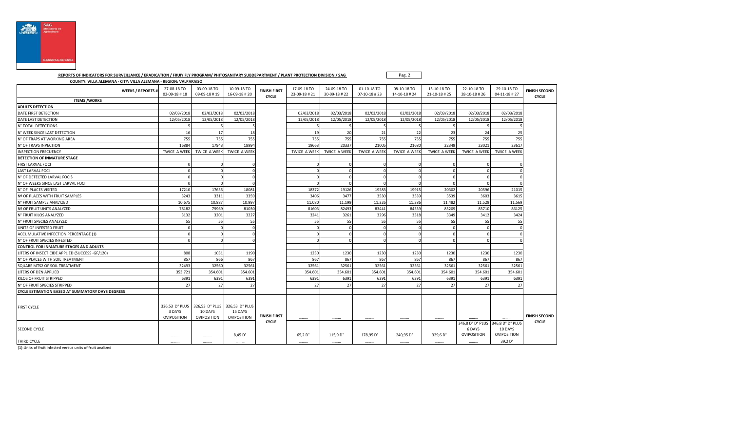**REPORTS OF INDICATORS FOR SURVEILLANCE / ERADICATION / FRUIY FLY PROGRAM/ PHITOSANITARY SUBDEPARTMENT / PLANT PROTECTION DIVISION / SAG**

**COUNTY: VILLA ALEMANA - CITY: VILLA ALEMANA - REGION: VALPARAISO**

| WEEKS / REPORTS # | 27-08-18 TO 02-09-18 # 18 | 03-09-18 TO 09-09-18 # 19 | 10-09-18 TO 16-09-18 # 20 | FINISH FIRST CYCLE | 17-09-18 TO 23-09-18 # 21 | 24-09-18 TO 30-09-18 # 22 | 01-10-18 TO 07-10-18 # 23 | 08-10-18 TO 14-10-18 # 24 | 15-10-18 TO 21-10-18 # 25 | 22-10-18 TO 28-10-18 # 26 | 29-10-18 TO 04-11-18 # 27 | FINISH SECOND CYCLE |
|---|---|---|---|---|---|---|---|---|---|---|---|---|
| **ITEMS /WORKS** | | | | | | | | | | | | |
| **ADULTS DETECTION** | | | | | | | | | | | | |
| DATE FIRST DETECTION | 02/03/2018 | 02/03/2018 | 02/03/2018 | | 02/03/2018 | 02/03/2018 | 02/03/2018 | 02/03/2018 | 02/03/2018 | 02/03/2018 | 02/03/2018 | |
| DATE LAST DETECTION | 12/05/2018 | 12/05/2018 | 12/05/2018 | | 12/05/2018 | 12/05/2018 | 12/05/2018 | 12/05/2018 | 12/05/2018 | 12/05/2018 | 12/05/2018 | |
| N° TOTAL DETECTIONS | 5 | 5 | 5 | | 5 | 5 | 5 | 5 | 5 | 5 | 5 | |
| N° WEEK SINCE LAST DETECTION | 16 | 17 | 18 | | 19 | 20 | 21 | 22 | 23 | 24 | 25 | |
| N° OF TRAPS AT WORKING AREA | 755 | 755 | 755 | | 755 | 755 | 755 | 755 | 755 | 755 | 755 | |
| N° OF TRAPS INPECTION | 16884 | 17943 | 18994 | | 19663 | 20337 | 21005 | 21680 | 22349 | 23021 | 23617 | |
| INSPECTION FRECUENCY | TWICE A WEEK | TWICE A WEEK | TWICE A WEEK | | TWICE A WEEK | TWICE A WEEK | TWICE A WEEK | TWICE A WEEK | TWICE A WEEK | TWICE A WEEK | TWICE A WEEK | |
| **DETECTION OF INMATURE STAGE** | | | | | | | | | | | | |
| FIRST LARVAL FOCI | 0 | 0 | 0 | | 0 | 0 | 0 | 0 | 0 | 0 | 0 | |
| LAST LARVAL FOCI | 0 | 0 | 0 | | 0 | 0 | 0 | 0 | 0 | 0 | 0 | |
| N° OF DETECTED LARVAL FOCIS | 0 | 0 | 0 | | 0 | 0 | 0 | 0 | 0 | 0 | 0 | |
| N° OF WEEKS SINCE LAST LARVAL FOCI | 0 | 0 | 0 | | 0 | 0 | 0 | 0 | 0 | 0 | 0 | |
| N° OF PLACES VISITED | 17210 | 17655 | 18081 | | 18372 | 19126 | 19583 | 19915 | 20302 | 20596 | 21015 | |
| Nº OF PLACES WITH FRUIT SAMPLES | 3243 | 3311 | 3359 | | 3406 | 3477 | 3530 | 3539 | 3539 | 3603 | 3615 | |
| N° FRUIT SAMPLE ANALYZED | 10.675 | 10.887 | 10.997 | | 11.080 | 11.199 | 11.326 | 11.386 | 11.482 | 11.529 | 11.569 | |
| Nº OF FRUIT UNITS ANALYZED | 78182 | 79969 | 81030 | | 81603 | 82493 | 83441 | 84339 | 85209 | 85710 | 86125 | |
| N° FRUIT KILOS ANALYZED | 3132 | 3201 | 3227 | | 3241 | 3261 | 3296 | 3318 | 3349 | 3412 | 3424 | |
| N° FRUIT SPECIES ANALYZED | 55 | 55 | 55 | | 55 | 55 | 55 | 55 | 55 | 55 | 55 | |
| UNITS OF INFESTED FRUIT | 0 | 0 | 0 | | 0 | 0 | 0 | 0 | 0 | 0 | 0 | |
| ACCUMULATIVE INFECTION PERCENTAGE (1) | 0 | 0 | 0 | | 0 | 0 | 0 | 0 | 0 | 0 | 0 | |
| N° OF FRUIT SPECIES INFESTED | 0 | 0 | 0 | | 0 | 0 | 0 | 0 | 0 | 0 | 0 | |
| **CONTROL FOR INMATURE STAGES AND ADULTS** | | | | | | | | | | | | |
| LITERS OF INSECTICIDE APPLIED (SUCCESS -GF/120) | 808 | 1031 | 1190 | | 1230 | 1230 | 1230 | 1230 | 1230 | 1230 | 1230 | |
| N° OF PLACES WITH SOIL TREATMENT | 857 | 866 | 867 | | 867 | 867 | 867 | 867 | 867 | 867 | 867 | |
| SQUARE MTS2 OF SOIL TREATMENT | 32493 | 32560 | 32561 | | 32561 | 32561 | 32561 | 32561 | 32561 | 32561 | 32561 | |
| LITERS OF DZN APPLIED | 353.721 | 354.601 | 354.601 | | 354.601 | 354.601 | 354.601 | 354.601 | 354.601 | 354.601 | 354.601 | |
| KILOS OF FRUIT STRIPPED | 6391 | 6391 | 6391 | | 6391 | 6391 | 6391 | 6391 | 6391 | 6391 | 6391 | |
| N° OF FRUIT SPECIES STRIPPED | 27 | 27 | 27 | | 27 | 27 | 27 | 27 | 27 | 27 | 27 | |
| **CYCLE ESTIMATION BASED AT SUMMATORY DAYS DEGRESS** | | | | | | | | | | | | |
| FIRST CYCLE | 326,53 D° PLUS 3 DAYS OVIPOSITION | 326,53 D° PLUS 10 DAYS OVIPOSITION | 326,53 D° PLUS 15 DAYS OVIPOSITION | FINISH FIRST CYCLE | ......... | ......... | ......... | ......... | ......... | ......... | ......... | FINISH SECOND CYCLE |
| SECOND CYCLE | ......... | ......... | 8,45 D° | | 65,2 D° | 115,9 D° | 178,95 D° | 240,95 D° | 329,6 D° | 346,8 D° D° PLUS 6 DAYS OVIPOSITION | 346,8 D° D° PLUS 10 DAYS OVIPOSITION | |
| THIRD CYCLE | ......... | ......... | ......... | | ......... | ......... | ......... | ......... | ......... | ......... | 39,2 D° | |

(1):Units of fruit infested versus units of fruit analized